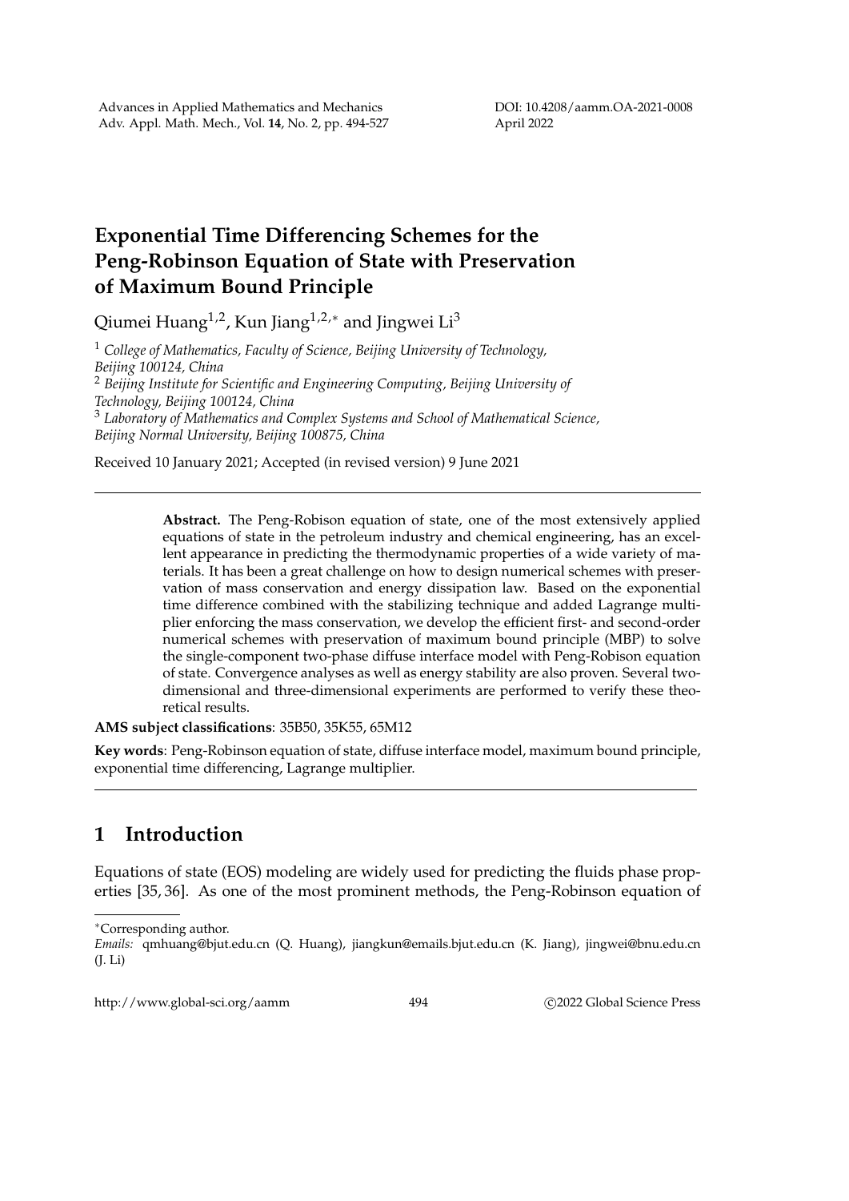# Exponential Time Differencing Schemes for the Peng-Robinson Equation of State with Preservation of Maximum Bound Principle

Qiumei Huang[1,2], Kun Jiang[1,2,*] and Jingwei Li[3]

[1] *College of Mathematics, Faculty of Science, Beijing University of Technology, Beijing 100124, China*

[2] *Beijing Institute for Scientific and Engineering Computing, Beijing University of Technology, Beijing 100124, China*

[3] *Laboratory of Mathematics and Complex Systems and School of Mathematical Science, Beijing Normal University, Beijing 100875, China*

Received 10 January 2021; Accepted (in revised version) 9 June 2021

---

**Abstract.** The Peng-Robison equation of state, one of the most extensively applied equations of state in the petroleum industry and chemical engineering, has an excellent appearance in predicting the thermodynamic properties of a wide variety of materials. It has been a great challenge on how to design numerical schemes with preservation of mass conservation and energy dissipation law. Based on the exponential time difference combined with the stabilizing technique and added Lagrange multiplier enforcing the mass conservation, we develop the efficient first- and second-order numerical schemes with preservation of maximum bound principle (MBP) to solve the single-component two-phase diffuse interface model with Peng-Robison equation of state. Convergence analyses as well as energy stability are also proven. Several two-dimensional and three-dimensional experiments are performed to verify these theoretical results.

**AMS subject classifications**: 35B50, 35K55, 65M12

**Key words**: Peng-Robinson equation of state, diffuse interface model, maximum bound principle, exponential time differencing, Lagrange multiplier.

---

## 1 Introduction

Equations of state (EOS) modeling are widely used for predicting the fluids phase properties [35, 36]. As one of the most prominent methods, the Peng-Robinson equation of

---

*Corresponding author.

*Emails:* qmhuang@bjut.edu.cn (Q. Huang), jiangkun@emails.bjut.edu.cn (K. Jiang), jingwei@bnu.edu.cn (J. Li)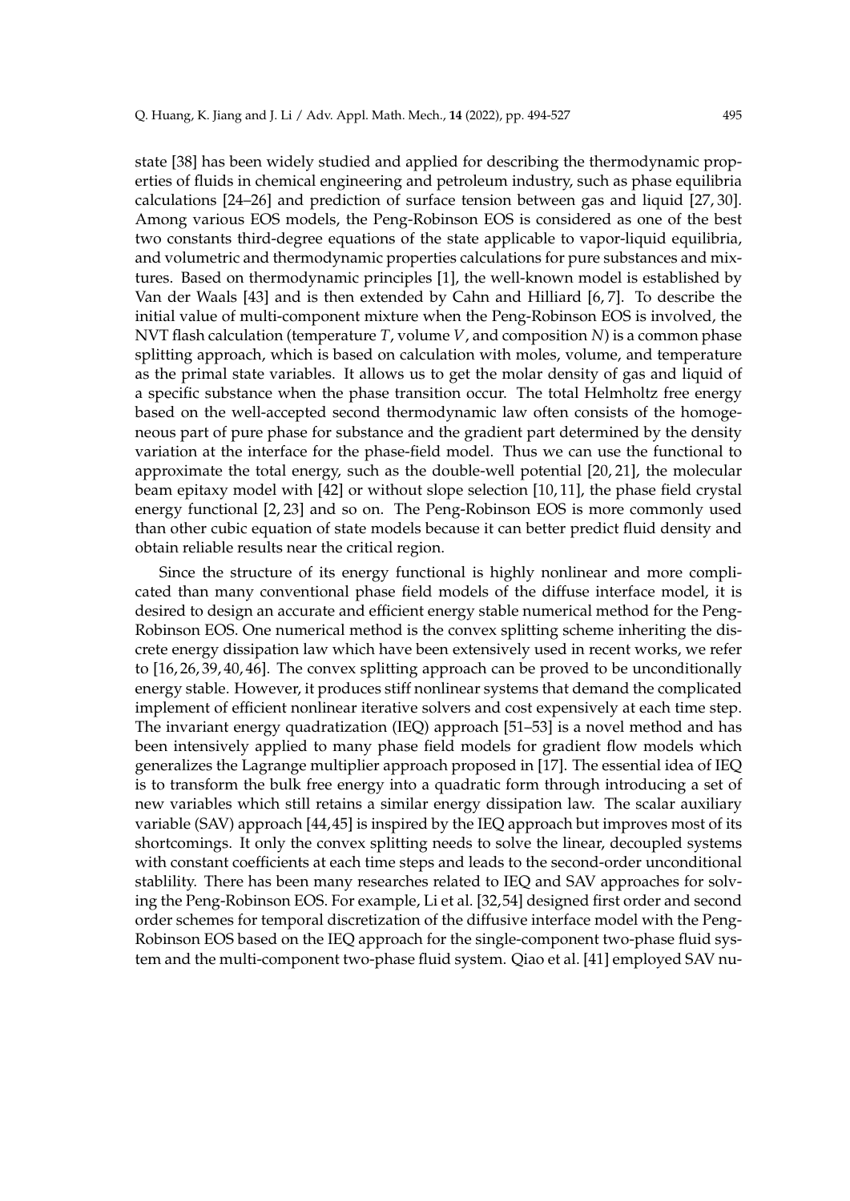state [38] has been widely studied and applied for describing the thermodynamic properties of fluids in chemical engineering and petroleum industry, such as phase equilibria calculations [24–26] and prediction of surface tension between gas and liquid [27, 30]. Among various EOS models, the Peng-Robinson EOS is considered as one of the best two constants third-degree equations of the state applicable to vapor-liquid equilibria, and volumetric and thermodynamic properties calculations for pure substances and mixtures. Based on thermodynamic principles [1], the well-known model is established by Van der Waals [43] and is then extended by Cahn and Hilliard [6, 7]. To describe the initial value of multi-component mixture when the Peng-Robinson EOS is involved, the NVT flash calculation (temperature $T$, volume $V$, and composition $N$) is a common phase splitting approach, which is based on calculation with moles, volume, and temperature as the primal state variables. It allows us to get the molar density of gas and liquid of a specific substance when the phase transition occur. The total Helmholtz free energy based on the well-accepted second thermodynamic law often consists of the homogeneous part of pure phase for substance and the gradient part determined by the density variation at the interface for the phase-field model. Thus we can use the functional to approximate the total energy, such as the double-well potential [20, 21], the molecular beam epitaxy model with [42] or without slope selection [10, 11], the phase field crystal energy functional [2, 23] and so on. The Peng-Robinson EOS is more commonly used than other cubic equation of state models because it can better predict fluid density and obtain reliable results near the critical region.

Since the structure of its energy functional is highly nonlinear and more complicated than many conventional phase field models of the diffuse interface model, it is desired to design an accurate and efficient energy stable numerical method for the Peng-Robinson EOS. One numerical method is the convex splitting scheme inheriting the discrete energy dissipation law which have been extensively used in recent works, we refer to [16, 26, 39, 40, 46]. The convex splitting approach can be proved to be unconditionally energy stable. However, it produces stiff nonlinear systems that demand the complicated implement of efficient nonlinear iterative solvers and cost expensively at each time step. The invariant energy quadratization (IEQ) approach [51–53] is a novel method and has been intensively applied to many phase field models for gradient flow models which generalizes the Lagrange multiplier approach proposed in [17]. The essential idea of IEQ is to transform the bulk free energy into a quadratic form through introducing a set of new variables which still retains a similar energy dissipation law. The scalar auxiliary variable (SAV) approach [44, 45] is inspired by the IEQ approach but improves most of its shortcomings. It only the convex splitting needs to solve the linear, decoupled systems with constant coefficients at each time steps and leads to the second-order unconditional stablility. There has been many researches related to IEQ and SAV approaches for solving the Peng-Robinson EOS. For example, Li et al. [32, 54] designed first order and second order schemes for temporal discretization of the diffusive interface model with the Peng-Robinson EOS based on the IEQ approach for the single-component two-phase fluid system and the multi-component two-phase fluid system. Qiao et al. [41] employed SAV nu-